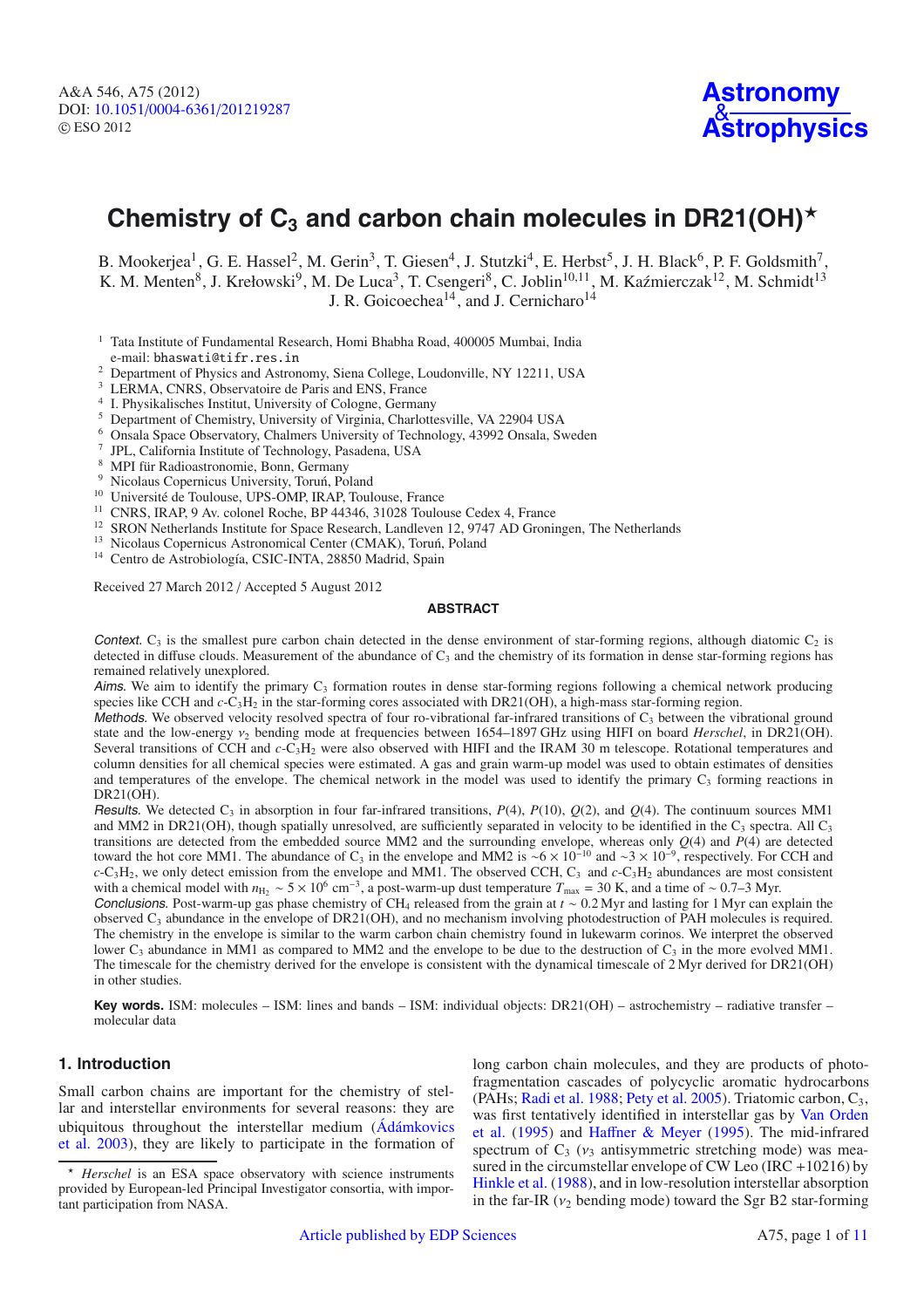# Chemistry of $C_3$ and carbon chain molecules in DR21(OH)*

B. Mookerjea[1], G. E. Hassel[2], M. Gerin[3], T. Giesen[4], J. Stutzki[4], E. Herbst[5], J. H. Black[6], P. F. Goldsmith[7], K. M. Menten[8], J. Krełowski[9], M. De Luca[3], T. Csengeri[8], C. Joblin[10,11], M. Kaźmierczak[12], M. Schmidt[13], J. R. Goicoechea[14], and J. Cernicharo[14]

[1] Tata Institute of Fundamental Research, Homi Bhabha Road, 400005 Mumbai, India
e-mail: bhaswati@tifr.res.in
[2] Department of Physics and Astronomy, Siena College, Loudonville, NY 12211, USA
[3] LERMA, CNRS, Observatoire de Paris and ENS, France
[4] I. Physikalisches Institut, University of Cologne, Germany
[5] Department of Chemistry, University of Virginia, Charlottesville, VA 22904 USA
[6] Onsala Space Observatory, Chalmers University of Technology, 43992 Onsala, Sweden
[7] JPL, California Institute of Technology, Pasadena, USA
[8] MPI für Radioastronomie, Bonn, Germany
[9] Nicolaus Copernicus University, Toruń, Poland
[10] Université de Toulouse, UPS-OMP, IRAP, Toulouse, France
[11] CNRS, IRAP, 9 Av. colonel Roche, BP 44346, 31028 Toulouse Cedex 4, France
[12] SRON Netherlands Institute for Space Research, Landleven 12, 9747 AD Groningen, The Netherlands
[13] Nicolaus Copernicus Astronomical Center (CMAK), Toruń, Poland
[14] Centro de Astrobiología, CSIC-INTA, 28850 Madrid, Spain

Received 27 March 2012 / Accepted 5 August 2012

## ABSTRACT

*Context.* $C_3$ is the smallest pure carbon chain detected in the dense environment of star-forming regions, although diatomic $C_2$ is detected in diffuse clouds. Measurement of the abundance of $C_3$ and the chemistry of its formation in dense star-forming regions has remained relatively unexplored.

*Aims.* We aim to identify the primary $C_3$ formation routes in dense star-forming regions following a chemical network producing species like CCH and $c$-$C_3H_2$ in the star-forming cores associated with DR21(OH), a high-mass star-forming region.

*Methods.* We observed velocity resolved spectra of four ro-vibrational far-infrared transitions of $C_3$ between the vibrational ground state and the low-energy $\nu_2$ bending mode at frequencies between 1654–1897 GHz using HIFI on board *Herschel*, in DR21(OH). Several transitions of CCH and $c$-$C_3H_2$ were also observed with HIFI and the IRAM 30 m telescope. Rotational temperatures and column densities for all chemical species were estimated. A gas and grain warm-up model was used to obtain estimates of densities and temperatures of the envelope. The chemical network in the model was used to identify the primary $C_3$ forming reactions in DR21(OH).

*Results.* We detected $C_3$ in absorption in four far-infrared transitions, $P(4)$, $P(10)$, $Q(2)$, and $Q(4)$. The continuum sources MM1 and MM2 in DR21(OH), though spatially unresolved, are sufficiently separated in velocity to be identified in the $C_3$ spectra. All $C_3$ transitions are detected from the embedded source MM2 and the surrounding envelope, whereas only $Q(4)$ and $P(4)$ are detected toward the hot core MM1. The abundance of $C_3$ in the envelope and MM2 is $\sim 6\times10^{-10}$ and $\sim 3\times10^{-9}$, respectively. For CCH and $c$-$C_3H_2$, we only detect emission from the envelope and MM1. The observed CCH, $C_3$ and $c$-$C_3H_2$ abundances are most consistent with a chemical model with $n_{H_2} \sim 5\times10^{6}$ cm$^{-3}$, a post-warm-up dust temperature $T_{max} = 30$ K, and a time of $\sim 0.7$–3 Myr.

*Conclusions.* Post-warm-up gas phase chemistry of $CH_4$ released from the grain at $t \sim 0.2$ Myr and lasting for 1 Myr can explain the observed $C_3$ abundance in the envelope of DR21(OH), and no mechanism involving photodestruction of PAH molecules is required. The chemistry in the envelope is similar to the warm carbon chain chemistry found in lukewarm corinos. We interpret the observed lower $C_3$ abundance in MM1 as compared to MM2 and the envelope to be due to the destruction of $C_3$ in the more evolved MM1. The timescale for the chemistry derived for the envelope is consistent with the dynamical timescale of 2 Myr derived for DR21(OH) in other studies.

**Key words.** ISM: molecules – ISM: lines and bands – ISM: individual objects: DR21(OH) – astrochemistry – radiative transfer – molecular data

## 1. Introduction

Small carbon chains are important for the chemistry of stellar and interstellar environments for several reasons: they are ubiquitous throughout the interstellar medium (Ádámkovics et al. 2003), they are likely to participate in the formation of long carbon chain molecules, and they are products of photo-fragmentation cascades of polycyclic aromatic hydrocarbons (PAHs; Radi et al. 1988; Pety et al. 2005). Triatomic carbon, $C_3$, was first tentatively identified in interstellar gas by Van Orden et al. (1995) and Haffner & Meyer (1995). The mid-infrared spectrum of $C_3$ ($\nu_3$ antisymmetric stretching mode) was measured in the circumstellar envelope of CW Leo (IRC +10216) by Hinkle et al. (1988), and in low-resolution interstellar absorption in the far-IR ($\nu_2$ bending mode) toward the Sgr B2 star-forming

* *Herschel* is an ESA space observatory with science instruments provided by European-led Principal Investigator consortia, with important participation from NASA.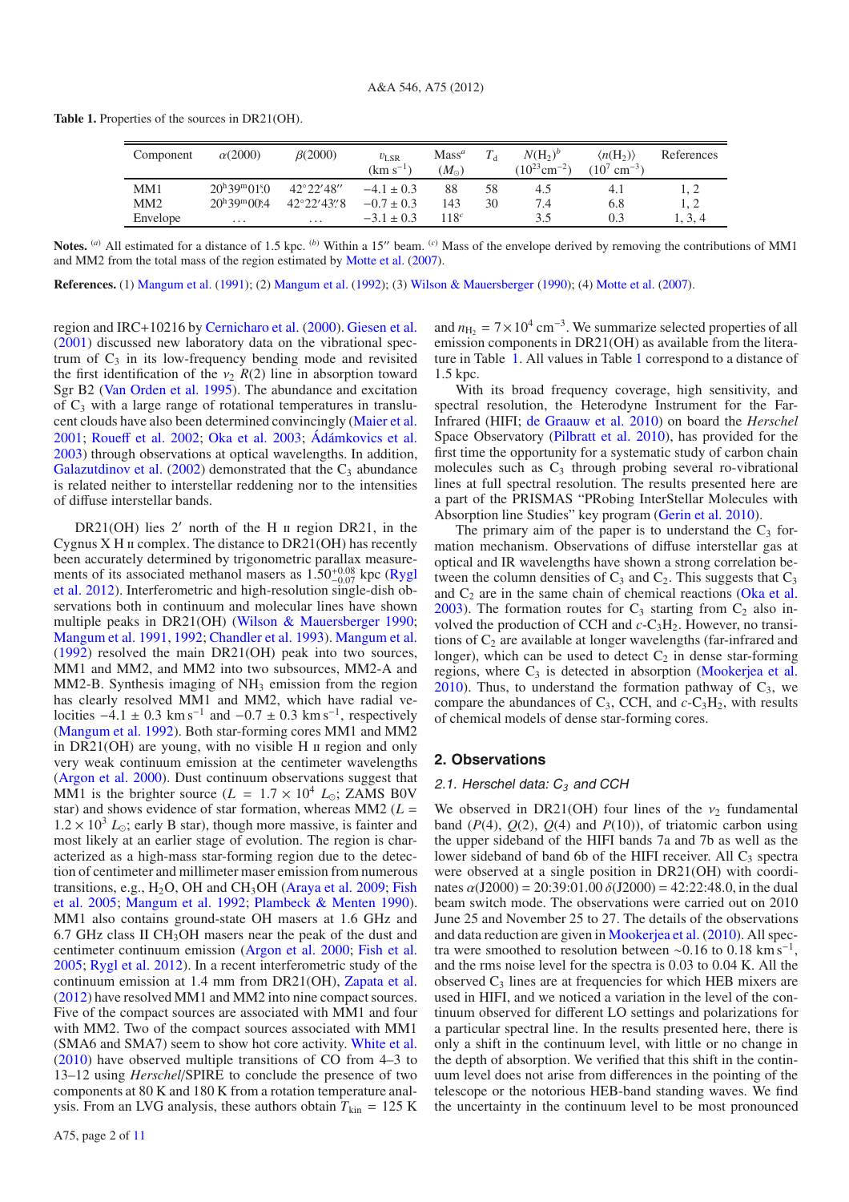**Table 1.** Properties of the sources in DR21(OH).

| Component | $\alpha$(2000) | $\beta$(2000) | $v_{\rm LSR}$ (km s$^{-1}$) | Mass[a] ($M_\odot$) | $T_{\rm d}$ | $N$(H$_2$)[b] ($10^{23}$cm$^{-2}$) | $\langle n({\rm H_2})\rangle$ ($10^7$ cm$^{-3}$) | References |
|---|---|---|---|---|---|---|---|---|
| MM1 | 20$^{\rm h}$39$^{\rm m}$01$\overset{\rm s}{.}$0 | 42°22′48″ | $-4.1 \pm 0.3$ | 88 | 58 | 4.5 | 4.1 | 1, 2 |
| MM2 | 20$^{\rm h}$39$^{\rm m}$00$\overset{\rm s}{.}$4 | 42°22′43$\overset{''}{.}$8 | $-0.7 \pm 0.3$ | 143 | 30 | 7.4 | 6.8 | 1, 2 |
| Envelope | ... | ... | $-3.1 \pm 0.3$ | 118[c] | | 3.5 | 0.3 | 1, 3, 4 |

**Notes.** [(a)] All estimated for a distance of 1.5 kpc. [(b)] Within a 15″ beam. [(c)] Mass of the envelope derived by removing the contributions of MM1 and MM2 from the total mass of the region estimated by Motte et al. (2007).

**References.** (1) Mangum et al. (1991); (2) Mangum et al. (1992); (3) Wilson & Mauersberger (1990); (4) Motte et al. (2007).

region and IRC+10216 by Cernicharo et al. (2000). Giesen et al. (2001) discussed new laboratory data on the vibrational spectrum of $C_3$ in its low-frequency bending mode and revisited the first identification of the $\nu_2$ $R(2)$ line in absorption toward Sgr B2 (Van Orden et al. 1995). The abundance and excitation of $C_3$ with a large range of rotational temperatures in translucent clouds have also been determined convincingly (Maier et al. 2001; Roueff et al. 2002; Oka et al. 2003; Ádámkovics et al. 2003) through observations at optical wavelengths. In addition, Galazutdinov et al. (2002) demonstrated that the $C_3$ abundance is related neither to interstellar reddening nor to the intensities of diffuse interstellar bands.

DR21(OH) lies 2′ north of the H II region DR21, in the Cygnus X H II complex. The distance to DR21(OH) has recently been accurately determined by trigonometric parallax measurements of its associated methanol masers as $1.50^{+0.08}_{-0.07}$ kpc (Rygl et al. 2012). Interferometric and high-resolution single-dish observations both in continuum and molecular lines have shown multiple peaks in DR21(OH) (Wilson & Mauersberger 1990; Mangum et al. 1991, 1992; Chandler et al. 1993). Mangum et al. (1992) resolved the main DR21(OH) peak into two sources, MM1 and MM2, and MM2 into two subsources, MM2-A and MM2-B. Synthesis imaging of $NH_3$ emission from the region has clearly resolved MM1 and MM2, which have radial velocities $-4.1 \pm 0.3$ km s$^{-1}$ and $-0.7 \pm 0.3$ km s$^{-1}$, respectively (Mangum et al. 1992). Both star-forming cores MM1 and MM2 in DR21(OH) are young, with no visible H II region and only very weak continuum emission at the centimeter wavelengths (Argon et al. 2000). Dust continuum observations suggest that MM1 is the brighter source ($L = 1.7 \times 10^4$ $L_\odot$; ZAMS B0V star) and shows evidence of star formation, whereas MM2 ($L = 1.2 \times 10^3$ $L_\odot$; early B star), though more massive, is fainter and most likely at an earlier stage of evolution. The region is characterized as a high-mass star-forming region due to the detection of centimeter and millimeter maser emission from numerous transitions, e.g., $H_2O$, OH and $CH_3OH$ (Araya et al. 2009; Fish et al. 2005; Mangum et al. 1992; Plambeck & Menten 1990). MM1 also contains ground-state OH masers at 1.6 GHz and 6.7 GHz class II $CH_3OH$ masers near the peak of the dust and centimeter continuum emission (Argon et al. 2000; Fish et al. 2005; Rygl et al. 2012). In a recent interferometric study of the continuum emission at 1.4 mm from DR21(OH), Zapata et al. (2012) have resolved MM1 and MM2 into nine compact sources. Five of the compact sources are associated with MM1 and four with MM2. Two of the compact sources associated with MM1 (SMA6 and SMA7) seem to show hot core activity. White et al. (2010) have observed multiple transitions of CO from 4–3 to 13–12 using *Herschel*/SPIRE to conclude the presence of two components at 80 K and 180 K from a rotation temperature analysis. From an LVG analysis, these authors obtain $T_{\rm kin}$ = 125 K and $n_{\rm H_2} = 7 \times 10^4$ cm$^{-3}$. We summarize selected properties of all emission components in DR21(OH) as available from the literature in Table 1. All values in Table 1 correspond to a distance of 1.5 kpc.

With its broad frequency coverage, high sensitivity, and spectral resolution, the Heterodyne Instrument for the Far-Infrared (HIFI; de Graauw et al. 2010) on board the *Herschel* Space Observatory (Pilbratt et al. 2010), has provided for the first time the opportunity for a systematic study of carbon chain molecules such as $C_3$ through probing several ro-vibrational lines at full spectral resolution. The results presented here are a part of the PRISMAS "PRobing InterStellar Molecules with Absorption line Studies" key program (Gerin et al. 2010).

The primary aim of the paper is to understand the $C_3$ formation mechanism. Observations of diffuse interstellar gas at optical and IR wavelengths have shown a strong correlation between the column densities of $C_3$ and $C_2$. This suggests that $C_3$ and $C_2$ are in the same chain of chemical reactions (Oka et al. 2003). The formation routes for $C_3$ starting from $C_2$ also involved the production of CCH and $c$-$C_3H_2$. However, no transitions of $C_2$ are available at longer wavelengths (far-infrared and longer), which can be used to detect $C_2$ in dense star-forming regions, where $C_3$ is detected in absorption (Mookerjea et al. 2010). Thus, to understand the formation pathway of $C_3$, we compare the abundances of $C_3$, CCH, and $c$-$C_3H_2$, with results of chemical models of dense star-forming cores.

## 2. Observations

### 2.1. *Herschel* data: $C_3$ and CCH

We observed in DR21(OH) four lines of the $\nu_2$ fundamental band ($P(4)$, $Q(2)$, $Q(4)$ and $P(10)$), of triatomic carbon using the upper sideband of the HIFI bands 7a and 7b as well as the lower sideband of band 6b of the HIFI receiver. All $C_3$ spectra were observed at a single position in DR21(OH) with coordinates $\alpha$(J2000) = 20:39:01.00 $\delta$(J2000) = 42:22:48.0, in the dual beam switch mode. The observations were carried out on 2010 June 25 and November 25 to 27. The details of the observations and data reduction are given in Mookerjea et al. (2010). All spectra were smoothed to resolution between ~0.16 to 0.18 km s$^{-1}$, and the rms noise level for the spectra is 0.03 to 0.04 K. All the observed $C_3$ lines are at frequencies for which HEB mixers are used in HIFI, and we noticed a variation in the level of the continuum observed for different LO settings and polarizations for a particular spectral line. In the results presented here, there is only a shift in the continuum level, with little or no change in the depth of absorption. We verified that this shift in the continuum level does not arise from differences in the pointing of the telescope or the notorious HEB-band standing waves. We find the uncertainty in the continuum level to be most pronounced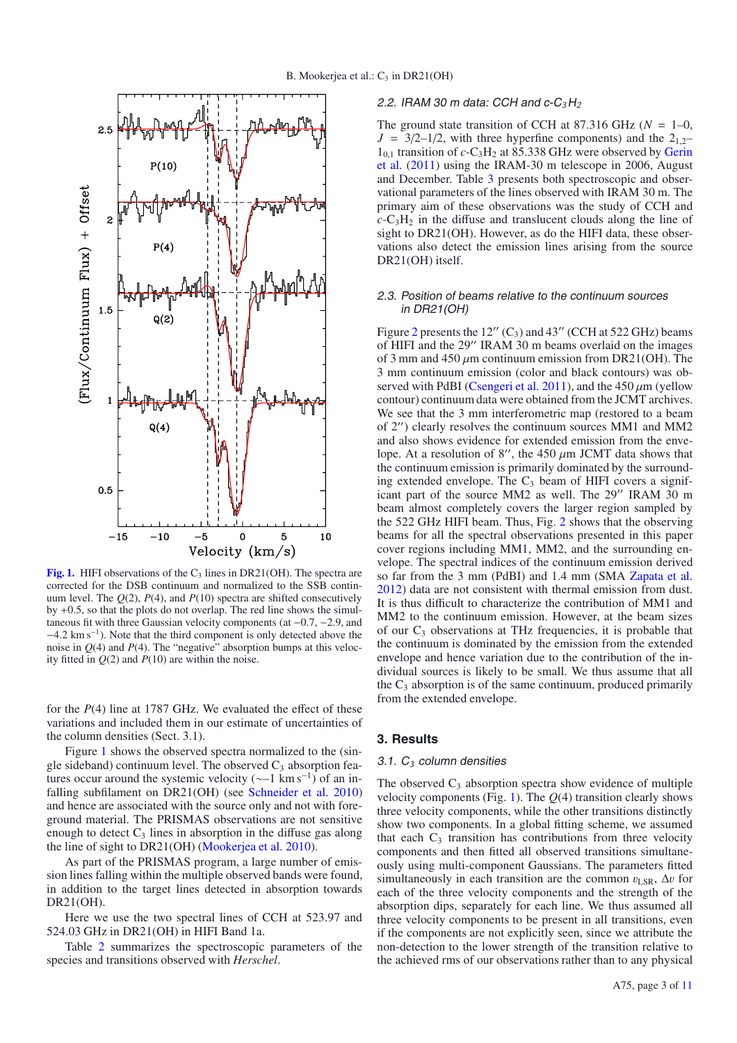**Fig. 1.** HIFI observations of the $C_3$ lines in DR21(OH). The spectra are corrected for the DSB continuum and normalized to the SSB continuum level. The $Q(2)$, $P(4)$, and $P(10)$ spectra are shifted consecutively by +0.5, so that the plots do not overlap. The red line shows the simultaneous fit with three Gaussian velocity components (at −0.7, −2.9, and −4.2 km $s^{-1}$). Note that the third component is only detected above the noise in $Q(4)$ and $P(4)$. The "negative" absorption bumps at this velocity fitted in $Q(2)$ and $P(10)$ are within the noise.

for the $P(4)$ line at 1787 GHz. We evaluated the effect of these variations and included them in our estimate of uncertainties of the column densities (Sect. 3.1).

Figure 1 shows the observed spectra normalized to the (single sideband) continuum level. The observed $C_3$ absorption features occur around the systemic velocity (∼−1 km $s^{-1}$) of an infalling subfilament on DR21(OH) (see Schneider et al. 2010) and hence are associated with the source only and not with foreground material. The PRISMAS observations are not sensitive enough to detect $C_3$ lines in absorption in the diffuse gas along the line of sight to DR21(OH) (Mookerjea et al. 2010).

As part of the PRISMAS program, a large number of emission lines falling within the multiple observed bands were found, in addition to the target lines detected in absorption towards DR21(OH).

Here we use the two spectral lines of CCH at 523.97 and 524.03 GHz in DR21(OH) in HIFI Band 1a.

Table 2 summarizes the spectroscopic parameters of the species and transitions observed with *Herschel*.

### 2.2. IRAM 30 m data: CCH and $c$-$C_3H_2$

The ground state transition of CCH at 87.316 GHz ($N$ = 1–0, $J$ = 3/2–1/2, with three hyperfine components) and the $2_{1,2}$–$1_{0,1}$ transition of $c$-$C_3H_2$ at 85.338 GHz were observed by Gerin et al. (2011) using the IRAM-30 m telescope in 2006, August and December. Table 3 presents both spectroscopic and observational parameters of the lines observed with IRAM 30 m. The primary aim of these observations was the study of CCH and $c$-$C_3H_2$ in the diffuse and translucent clouds along the line of sight to DR21(OH). However, as do the HIFI data, these observations also detect the emission lines arising from the source DR21(OH) itself.

### 2.3. Position of beams relative to the continuum sources in DR21(OH)

Figure 2 presents the 12″ ($C_3$) and 43″ (CCH at 522 GHz) beams of HIFI and the 29″ IRAM 30 m beams overlaid on the images of 3 mm and 450 $\mu$m continuum emission from DR21(OH). The 3 mm continuum emission (color and black contours) was observed with PdBI (Csengeri et al. 2011), and the 450 $\mu$m (yellow contour) continuum data were obtained from the JCMT archives. We see that the 3 mm interferometric map (restored to a beam of 2″) clearly resolves the continuum sources MM1 and MM2 and also shows evidence for extended emission from the envelope. At a resolution of 8″, the 450 $\mu$m JCMT data shows that the continuum emission is primarily dominated by the surrounding extended envelope. The $C_3$ beam of HIFI covers a significant part of the source MM2 as well. The 29″ IRAM 30 m beam almost completely covers the larger region sampled by the 522 GHz HIFI beam. Thus, Fig. 2 shows that the observing beams for all the spectral observations presented in this paper cover regions including MM1, MM2, and the surrounding envelope. The spectral indices of the continuum emission derived so far from the 3 mm (PdBI) and 1.4 mm (SMA Zapata et al. 2012) data are not consistent with thermal emission from dust. It is thus difficult to characterize the contribution of MM1 and MM2 to the continuum emission. However, at the beam sizes of our $C_3$ observations at THz frequencies, it is probable that the continuum is dominated by the emission from the extended envelope and hence variation due to the contribution of the individual sources is likely to be small. We thus assume that all the $C_3$ absorption is of the same continuum, produced primarily from the extended envelope.

## 3. Results

### 3.1. $C_3$ column densities

The observed $C_3$ absorption spectra show evidence of multiple velocity components (Fig. 1). The $Q(4)$ transition clearly shows three velocity components, while the other transitions distinctly show two components. In a global fitting scheme, we assumed that each $C_3$ transition has contributions from three velocity components and then fitted all observed transitions simultaneously using multi-component Gaussians. The parameters fitted simultaneously in each transition are the common $v_{\rm LSR}$, $\Delta v$ for each of the three velocity components and the strength of the absorption dips, separately for each line. We thus assumed all three velocity components to be present in all transitions, even if the components are not explicitly seen, since we attribute the non-detection to the lower strength of the transition relative to the achieved rms of our observations rather than to any physical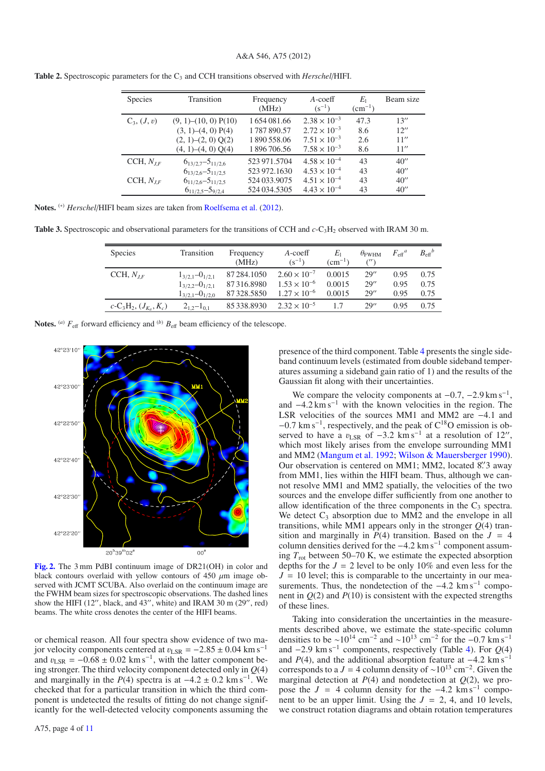**Table 2.** Spectroscopic parameters for the $C_3$ and CCH transitions observed with *Herschel*/HIFI.

| Species | Transition | Frequency (MHz) | *A*-coeff ($s^{-1}$) | $E_l$ ($cm^{-1}$) | Beam size |
|---|---|---|---|---|---|
| $C_3$, $(J, v)$ | (9, 1)–(10, 0) P(10) | 1 654 081.66 | $2.38 \times 10^{-3}$ | 47.3 | 13″ |
| | (3, 1)–(4, 0) P(4) | 1 787 890.57 | $2.72 \times 10^{-3}$ | 8.6 | 12″ |
| | (2, 1)–(2, 0) Q(2) | 1 890 558.06 | $7.51 \times 10^{-3}$ | 2.6 | 11″ |
| | (4, 1)–(4, 0) Q(4) | 1 896 706.56 | $7.58 \times 10^{-3}$ | 8.6 | 11″ |
| CCH, $N_{J,F}$ | $6_{13/2,7}$–$5_{11/2,6}$ | 523 971.5704 | $4.58 \times 10^{-4}$ | 43 | 40″ |
| | $6_{13/2,6}$–$5_{11/2,5}$ | 523 972.1630 | $4.53 \times 10^{-4}$ | 43 | 40″ |
| CCH, $N_{J,F}$ | $6_{11/2,6}$–$5_{11/2,5}$ | 524 033.9075 | $4.51 \times 10^{-4}$ | 43 | 40″ |
| | $6_{11/2,5}$–$5_{9/2,4}$ | 524 034.5305 | $4.43 \times 10^{-4}$ | 43 | 40″ |

**Notes.** [*] *Herschel*/HIFI beam sizes are taken from Roelfsema et al. (2012).

**Table 3.** Spectroscopic and observational parameters for the transitions of CCH and $c$-$C_3H_2$ observed with IRAM 30 m.

| Species | Transition | Frequency (MHz) | *A*-coeff ($s^{-1}$) | $E_l$ ($cm^{-1}$) | $\theta_{FWHM}$ (″) | $F_{eff}$[a] | $B_{eff}$[b] |
|---|---|---|---|---|---|---|---|
| CCH, $N_{J,F}$ | $1_{3/2,1}$–$0_{1/2,1}$ | 87 284.1050 | $2.60 \times 10^{-7}$ | 0.0015 | 29″ | 0.95 | 0.75 |
| | $1_{3/2,2}$–$0_{1/2,1}$ | 87 316.8980 | $1.53 \times 10^{-6}$ | 0.0015 | 29″ | 0.95 | 0.75 |
| | $1_{3/2,1}$–$0_{1/2,0}$ | 87 328.5850 | $1.27 \times 10^{-6}$ | 0.0015 | 29″ | 0.95 | 0.75 |
| $c$-$C_3H_2$, $(J_{K_a}, K_c)$ | $2_{1,2}$–$1_{0,1}$ | 85 338.8930 | $2.32 \times 10^{-5}$ | 1.7 | 29″ | 0.95 | 0.75 |

**Notes.** [a] $F_{eff}$ forward efficiency and [b] $B_{eff}$ beam efficiency of the telescope.

**Fig. 2.** The 3 mm PdBI continuum image of DR21(OH) in color and black contours overlaid with yellow contours of 450 $\mu$m image observed with JCMT SCUBA. Also overlaid on the continuum image are the FWHM beam sizes for spectroscopic observations. The dashed lines show the HIFI (12″, black, and 43″, white) and IRAM 30 m (29″, red) beams. The white cross denotes the center of the HIFI beams.

or chemical reason. All four spectra show evidence of two major velocity components centered at $v_{LSR} = -2.85 \pm 0.04$ km s$^{-1}$ and $v_{LSR} = -0.68 \pm 0.02$ km s$^{-1}$, with the latter component being stronger. The third velocity component detected only in $Q(4)$ and marginally in the $P(4)$ spectra is at $-4.2 \pm 0.2$ km s$^{-1}$. We checked that for a particular transition in which the third component is undetected the results of fitting do not change significantly for the well-detected velocity components assuming the presence of the third component. Table 4 presents the single sideband continuum levels (estimated from double sideband temperatures assuming a sideband gain ratio of 1) and the results of the Gaussian fit along with their uncertainties.

We compare the velocity components at $-0.7$, $-2.9$ km s$^{-1}$, and $-4.2$ km s$^{-1}$ with the known velocities in the region. The LSR velocities of the sources MM1 and MM2 are $-4.1$ and $-0.7$ km s$^{-1}$, respectively, and the peak of $C^{18}O$ emission is observed to have a $v_{LSR}$ of $-3.2$ km s$^{-1}$ at a resolution of 12″, which most likely arises from the envelope surrounding MM1 and MM2 (Mangum et al. 1992; Wilson & Mauersberger 1990). Our observation is centered on MM1; MM2, located 8.″3 away from MM1, lies within the HIFI beam. Thus, although we cannot resolve MM1 and MM2 spatially, the velocities of the two sources and the envelope differ sufficiently from one another to allow identification of the three components in the $C_3$ spectra. We detect $C_3$ absorption due to MM2 and the envelope in all transitions, while MM1 appears only in the stronger $Q(4)$ transition and marginally in $P(4)$ transition. Based on the $J = 4$ column densities derived for the $-4.2$ km s$^{-1}$ component assuming $T_{rot}$ between 50–70 K, we estimate the expected absorption depths for the $J = 2$ level to be only 10% and even less for the $J = 10$ level; this is comparable to the uncertainty in our measurements. Thus, the nondetection of the $-4.2$ km s$^{-1}$ component in $Q(2)$ and $P(10)$ is consistent with the expected strengths of these lines.

Taking into consideration the uncertainties in the measurements described above, we estimate the state-specific column densities to be $\sim 10^{14}$ cm$^{-2}$ and $\sim 10^{13}$ cm$^{-2}$ for the $-0.7$ km s$^{-1}$ and $-2.9$ km s$^{-1}$ components, respectively (Table 4). For $Q(4)$ and $P(4)$, and the additional absorption feature at $-4.2$ km s$^{-1}$ corresponds to a $J = 4$ column density of $\sim 10^{13}$ cm$^{-2}$. Given the marginal detection at $P(4)$ and nondetection at $Q(2)$, we propose the $J = 4$ column density for the $-4.2$ km s$^{-1}$ component to be an upper limit. Using the $J = 2$, 4, and 10 levels, we construct rotation diagrams and obtain rotation temperatures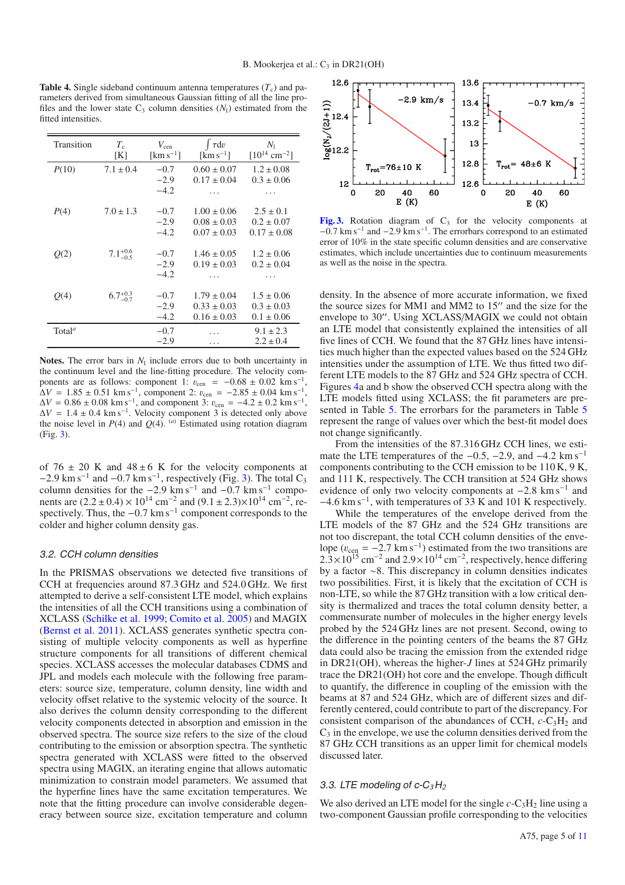**Table 4.** Single sideband continuum antenna temperatures ($T_c$) and parameters derived from simultaneous Gaussian fitting of all the line profiles and the lower state $C_3$ column densities ($N_l$) estimated from the fitted intensities.

| Transition | $T_c$ [K] | $V_{cen}$ [$km\,s^{-1}$] | $\int \tau dv$ [$km\,s^{-1}$] | $N_l$ [$10^{14}$ $cm^{-2}$] |
|---|---|---|---|---|
| $P(10)$ | $7.1 \pm 0.4$ | $-0.7$ | $0.60 \pm 0.07$ | $1.2 \pm 0.08$ |
| | | $-2.9$ | $0.17 \pm 0.04$ | $0.3 \pm 0.06$ |
| | | $-4.2$ | ... | ... |
| $P(4)$ | $7.0 \pm 1.3$ | $-0.7$ | $1.00 \pm 0.06$ | $2.5 \pm 0.1$ |
| | | $-2.9$ | $0.08 \pm 0.03$ | $0.2 \pm 0.07$ |
| | | $-4.2$ | $0.07 \pm 0.03$ | $0.17 \pm 0.08$ |
| $Q(2)$ | $7.1^{+0.6}_{-0.5}$ | $-0.7$ | $1.46 \pm 0.05$ | $1.2 \pm 0.06$ |
| | | $-2.9$ | $0.19 \pm 0.03$ | $0.2 \pm 0.04$ |
| | | $-4.2$ | ... | ... |
| $Q(4)$ | $6.7^{+0.3}_{-0.7}$ | $-0.7$ | $1.79 \pm 0.04$ | $1.5 \pm 0.06$ |
| | | $-2.9$ | $0.33 \pm 0.03$ | $0.3 \pm 0.03$ |
| | | $-4.2$ | $0.16 \pm 0.03$ | $0.1 \pm 0.06$ |
| Total[a] | | $-0.7$ | ... | $9.1 \pm 2.3$ |
| | | $-2.9$ | ... | $2.2 \pm 0.4$ |

**Notes.** The error bars in $N_l$ include errors due to both uncertainty in the continuum level and the line-fitting procedure. The velocity components are as follows: component 1: $v_{cen} = -0.68 \pm 0.02$ $km\,s^{-1}$, $\Delta V = 1.85 \pm 0.51$ $km\,s^{-1}$, component 2: $v_{cen} = -2.85 \pm 0.04$ $km\,s^{-1}$, $\Delta V = 0.86 \pm 0.08$ $km\,s^{-1}$, and component 3: $v_{cen} = -4.2 \pm 0.2$ $km\,s^{-1}$, $\Delta V = 1.4 \pm 0.4$ $km\,s^{-1}$. Velocity component 3 is detected only above the noise level in $P(4)$ and $Q(4)$. [(a)] Estimated using rotation diagram (Fig. 3).

of $76 \pm 20$ K and $48 \pm 6$ K for the velocity components at $-2.9$ $km\,s^{-1}$ and $-0.7$ $km\,s^{-1}$, respectively (Fig. 3). The total $C_3$ column densities for the $-2.9$ $km\,s^{-1}$ and $-0.7$ $km\,s^{-1}$ components are $(2.2 \pm 0.4) \times 10^{14}$ $cm^{-2}$ and $(9.1 \pm 2.3) \times 10^{14}$ $cm^{-2}$, respectively. Thus, the $-0.7$ $km\,s^{-1}$ component corresponds to the colder and higher column density gas.

### 3.2. CCH column densities

In the PRISMAS observations we detected five transitions of CCH at frequencies around 87.3 GHz and 524.0 GHz. We first attempted to derive a self-consistent LTE model, which explains the intensities of all the CCH transitions using a combination of XCLASS (Schilke et al. 1999; Comito et al. 2005) and MAGIX (Bernst et al. 2011). XCLASS generates synthetic spectra consisting of multiple velocity components as well as hyperfine structure components for all transitions of different chemical species. XCLASS accesses the molecular databases CDMS and JPL and models each molecule with the following free parameters: source size, temperature, column density, line width and velocity offset relative to the systemic velocity of the source. It also derives the column density corresponding to the different velocity components detected in absorption and emission in the observed spectra. The source size refers to the size of the cloud contributing to the emission or absorption spectra. The synthetic spectra generated with XCLASS were fitted to the observed spectra using MAGIX, an iterating engine that allows automatic minimization to constrain model parameters. We assumed that the hyperfine lines have the same excitation temperatures. We note that the fitting procedure can involve considerable degeneracy between source size, excitation temperature and column density. In the absence of more accurate information, we fixed the source sizes for MM1 and MM2 to 15″ and the size for the envelope to 30″. Using XCLASS/MAGIX we could not obtain an LTE model that consistently explained the intensities of all five lines of CCH. We found that the 87 GHz lines have intensities much higher than the expected values based on the 524 GHz intensities under the assumption of LTE. We thus fitted two different LTE models to the 87 GHz and 524 GHz spectra of CCH. Figures 4a and b show the observed CCH spectra along with the LTE models fitted using XCLASS; the fit parameters are presented in Table 5. The errorbars for the parameters in Table 5 represent the range of values over which the best-fit model does not change significantly.

From the intensities of the 87.316 GHz CCH lines, we estimate the LTE temperatures of the $-0.5$, $-2.9$, and $-4.2$ $km\,s^{-1}$ components contributing to the CCH emission to be 110 K, 9 K, and 111 K, respectively. The CCH transition at 524 GHz shows evidence of only two velocity components at $-2.8$ $km\,s^{-1}$ and $-4.6$ $km\,s^{-1}$, with temperatures of 33 K and 101 K respectively.

While the temperatures of the envelope derived from the LTE models of the 87 GHz and the 524 GHz transitions are not too discrepant, the total CCH column densities of the envelope ($v_{cen} = -2.7$ $km\,s^{-1}$) estimated from the two transitions are $2.3 \times 10^{15}$ $cm^{-2}$ and $2.9 \times 10^{14}$ $cm^{-2}$, respectively, hence differing by a factor ~8. This discrepancy in column densities indicates two possibilities. First, it is likely that the excitation of CCH is non-LTE, so while the 87 GHz transition with a low critical density is thermalized and traces the total column density better, a commensurate number of molecules in the higher energy levels probed by the 524 GHz lines are not present. Second, owing to the difference in the pointing centers of the beams the 87 GHz data could also be tracing the emission from the extended ridge in DR21(OH), whereas the higher-$J$ lines at 524 GHz primarily trace the DR21(OH) hot core and the envelope. Though difficult to quantify, the difference in coupling of the emission with the beams at 87 and 524 GHz, which are of different sizes and differently centered, could contribute to part of the discrepancy. For consistent comparison of the abundances of CCH, $c$-$C_3H_2$ and $C_3$ in the envelope, we use the column densities derived from the 87 GHz CCH transitions as an upper limit for chemical models discussed later.

**Fig. 3.** Rotation diagram of $C_3$ for the velocity components at $-0.7$ $km\,s^{-1}$ and $-2.9$ $km\,s^{-1}$. The errorbars correspond to an estimated error of 10% in the state specific column densities and are conservative estimates, which include uncertainties due to continuum measurements as well as the noise in the spectra.

### 3.3. LTE modeling of c-$C_3H_2$

We also derived an LTE model for the single $c$-$C_3H_2$ line using a two-component Gaussian profile corresponding to the velocities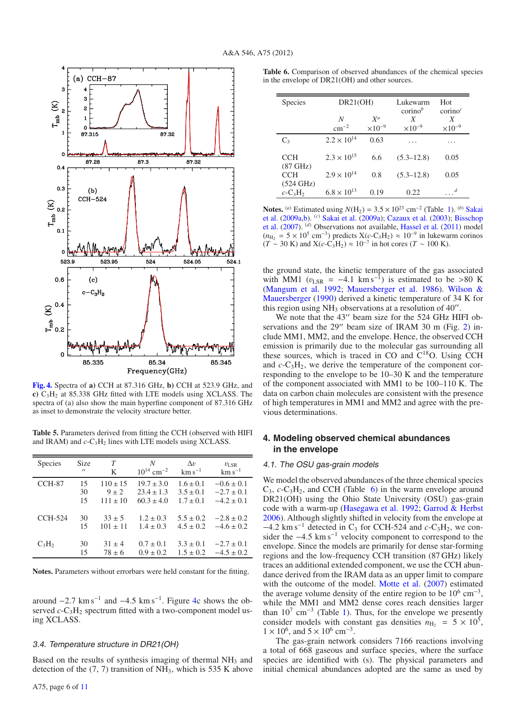Fig. 4. Spectra of **a)** CCH at 87.316 GHz, **b)** CCH at 523.9 GHz, and **c)** $C_3H_2$ at 85.338 GHz fitted with LTE models using XCLASS. The spectra of (a) also show the main hyperfine component of 87.316 GHz as inset to demonstrate the velocity structure better.

**Table 5.** Parameters derived from fitting the CCH (observed with HIFI and IRAM) and $c$-$C_3H_2$ lines with LTE models using XCLASS.

| Species | Size ″ | $T$ K | $N$ $10^{14}$ cm$^{-2}$ | $\Delta v$ km s$^{-1}$ | $v_{\rm LSR}$ km s$^{-1}$ |
|---|---|---|---|---|---|
| CCH-87 | 15 | 110 ± 15 | 19.7 ± 3.0 | 1.6 ± 0.1 | −0.6 ± 0.1 |
| | 30 | 9 ± 2 | 23.4 ± 1.3 | 3.5 ± 0.1 | −2.7 ± 0.1 |
| | 15 | 111 ± 10 | 60.3 ± 4.0 | 1.7 ± 0.1 | −4.2 ± 0.1 |
| CCH-524 | 30 | 33 ± 5 | 1.2 ± 0.3 | 5.5 ± 0.2 | −2.8 ± 0.2 |
| | 15 | 101 ± 11 | 1.4 ± 0.3 | 4.5 ± 0.2 | −4.6 ± 0.2 |
| $C_3H_2$ | 30 | 31 ± 4 | 0.7 ± 0.1 | 3.3 ± 0.1 | −2.7 ± 0.1 |
| | 15 | 78 ± 6 | 0.9 ± 0.2 | 1.5 ± 0.2 | −4.5 ± 0.2 |

**Notes.** Parameters without errorbars were held constant for the fitting.

around −2.7 km s$^{-1}$ and −4.5 km s$^{-1}$. Figure 4c shows the observed $c$-$C_3H_2$ spectrum fitted with a two-component model using XCLASS.

### 3.4. Temperature structure in DR21(OH)

Based on the results of synthesis imaging of thermal $NH_3$ and detection of the (7, 7) transition of $NH_3$, which is 535 K above the ground state, the kinetic temperature of the gas associated with MM1 ($v_{\rm LSR}$ = −4.1 km s$^{-1}$) is estimated to be >80 K (Mangum et al. 1992; Mauersberger et al. 1986). Wilson & Mauersberger (1990) derived a kinetic temperature of 34 K for this region using $NH_3$ observations at a resolution of 40″.

We note that the 43″ beam size for the 524 GHz HIFI observations and the 29″ beam size of IRAM 30 m (Fig. 2) include MM1, MM2, and the envelope. Hence, the observed CCH emission is primarily due to the molecular gas surrounding all these sources, which is traced in CO and $C^{18}O$. Using CCH and $c$-$C_3H_2$, we derive the temperature of the component corresponding to the envelope to be 10–30 K and the temperature of the component associated with MM1 to be 100–110 K. The data on carbon chain molecules are consistent with the presence of high temperatures in MM1 and MM2 and agree with the previous determinations.

**Table 6.** Comparison of observed abundances of the chemical species in the envelope of DR21(OH) and other sources.

| Species | DR21(OH) $N$ cm$^{-2}$ | DR21(OH) $X^a$ $\times10^{-9}$ | Lukewarm corino[b] $X$ $\times10^{-9}$ | Hot corino[c] $X$ $\times10^{-9}$ |
|---|---|---|---|---|
| $C_3$ | $2.2 \times 10^{14}$ | 0.63 | … | … |
| CCH (87 GHz) | $2.3 \times 10^{15}$ | 6.6 | (5.3–12.8) | 0.05 |
| CCH (524 GHz) | $2.9 \times 10^{14}$ | 0.8 | (5.3–12.8) | 0.05 |
| $c$-$C_3H_2$ | $6.8 \times 10^{13}$ | 0.19 | 0.22 | …[d] |

**Notes.** [a] Estimated using $N(H_2) = 3.5 \times 10^{23}$ cm$^{-2}$ (Table 1). [b] Sakai et al. (2009a,b). [c] Sakai et al. (2009a); Cazaux et al. (2003); Bisschop et al. (2007). [d] Observations not available, Hassel et al. (2011) model ($n_{H_2} = 5 \times 10^5$ cm$^{-3}$) predicts X($c$-$C_3H_2$) ≈ $10^{-9}$ in lukewarm corinos ($T$ ∼ 30 K) and X($c$-$C_3H_2$) ≈ $10^{-7}$ in hot cores ($T$ ∼ 100 K).

## 4. Modeling observed chemical abundances in the envelope

### 4.1. The OSU gas-grain models

We model the observed abundances of the three chemical species $C_3$, $c$-$C_3H_2$, and CCH (Table 6) in the warm envelope around DR21(OH) using the Ohio State University (OSU) gas-grain code with a warm-up (Hasegawa et al. 1992; Garrod & Herbst 2006). Although slightly shifted in velocity from the envelope at −4.2 km s$^{-1}$ detected in $C_3$ for CCH-524 and $c$-$C_3H_2$, we consider the −4.5 km s$^{-1}$ velocity component to correspond to the envelope. Since the models are primarily for dense star-forming regions and the low-frequency CCH transition (87 GHz) likely traces an additional extended component, we use the CCH abundance derived from the IRAM data as an upper limit to compare with the outcome of the model. Motte et al. (2007) estimated the average volume density of the entire region to be $10^6$ cm$^{-3}$, while the MM1 and MM2 dense cores reach densities larger than $10^7$ cm$^{-3}$ (Table 1). Thus, for the envelope we presently consider models with constant gas densities $n_{H_2} = 5 \times 10^5$, $1 \times 10^6$, and $5 \times 10^6$ cm$^{-3}$.

The gas-grain network considers 7166 reactions involving a total of 668 gaseous and surface species, where the surface species are identified with (s). The physical parameters and initial chemical abundances adopted are the same as used by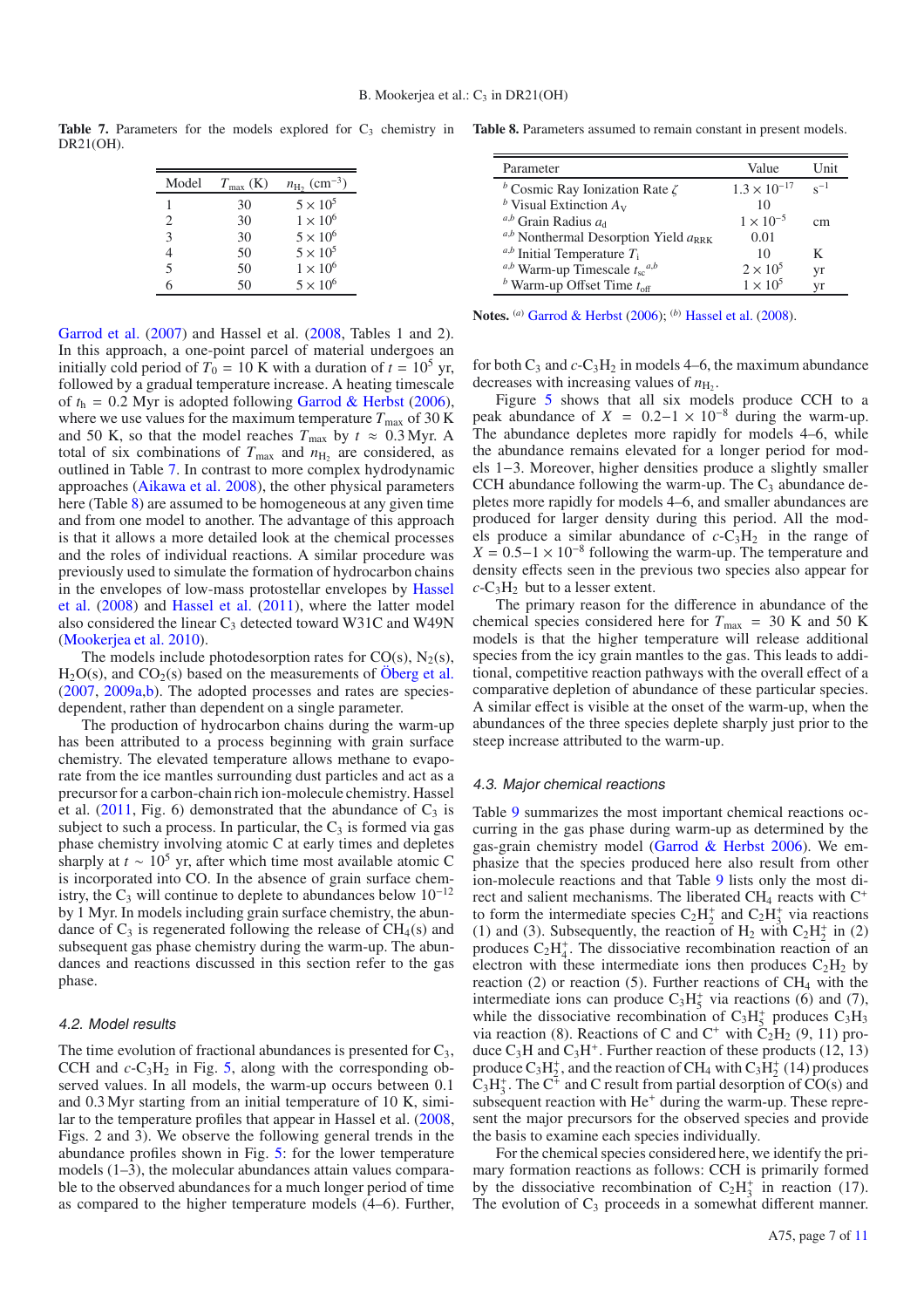**Table 7.** Parameters for the models explored for $C_3$ chemistry in DR21(OH).

| Model | $T_{\rm max}$ (K) | $n_{\rm H_2}$ (cm$^{-3}$) |
|---|---|---|
| 1 | 30 | $5 \times 10^5$ |
| 2 | 30 | $1 \times 10^6$ |
| 3 | 30 | $5 \times 10^6$ |
| 4 | 50 | $5 \times 10^5$ |
| 5 | 50 | $1 \times 10^6$ |
| 6 | 50 | $5 \times 10^6$ |

**Table 8.** Parameters assumed to remain constant in present models.

| Parameter | Value | Unit |
|---|---|---|
| [b] Cosmic Ray Ionization Rate $\zeta$ | $1.3 \times 10^{-17}$ | s$^{-1}$ |
| [b] Visual Extinction $A_{\rm V}$ | 10 | |
| [a,b] Grain Radius $a_{\rm d}$ | $1 \times 10^{-5}$ | cm |
| [a,b] Nonthermal Desorption Yield $a_{\rm RRK}$ | 0.01 | |
| [a,b] Initial Temperature $T_{\rm i}$ | 10 | K |
| [a,b] Warm-up Timescale $t_{\rm sc}$[a,b] | $2 \times 10^5$ | yr |
| [b] Warm-up Offset Time $t_{\rm off}$ | $1 \times 10^5$ | yr |

**Notes.** [(a)] Garrod & Herbst (2006); [(b)] Hassel et al. (2008).

Garrod et al. (2007) and Hassel et al. (2008, Tables 1 and 2). In this approach, a one-point parcel of material undergoes an initially cold period of $T_0 = 10$ K with a duration of $t = 10^5$ yr, followed by a gradual temperature increase. A heating timescale of $t_{\rm h} = 0.2$ Myr is adopted following Garrod & Herbst (2006), where the maximum temperature $T_{\rm max}$ of 30 K and 50 K, so that the model reaches $T_{\rm max}$ by $t \approx 0.3$ Myr. A total of six combinations of $T_{\rm max}$ and $n_{\rm H_2}$ are considered, as outlined in Table 7. In contrast to more complex hydrodynamic approaches (Aikawa et al. 2008), the other physical parameters here (Table 8) are assumed to be homogeneous at any given time and from one model to another. The advantage of this approach is that it allows a more detailed look at the chemical processes and the roles of individual reactions. A similar procedure was previously used to simulate the formation of hydrocarbon chains in the envelopes of low-mass protostellar envelopes by Hassel et al. (2008) and Hassel et al. (2011), where the latter model also considered the linear $C_3$ detected toward W31C and W49N (Mookerjea et al. 2010).

The models include photodesorption rates for CO(s), $N_2$(s), $H_2O$(s), and $CO_2$(s) based on the measurements of Öberg et al. (2007, 2009a,b). The adopted processes and rates are species-dependent, rather than dependent on a single parameter.

The production of hydrocarbon chains during the warm-up has been attributed to a process beginning with grain surface chemistry. The elevated temperature allows methane to evaporate from the ice mantles surrounding dust particles and act as a precursor for a carbon-chain rich ion-molecule chemistry. Hassel et al. (2011, Fig. 6) demonstrated that the abundance of $C_3$ is subject to such a process. In particular, the $C_3$ is formed via gas phase chemistry involving atomic C at early times and depletes sharply at $t \sim 10^5$ yr, after which time most available atomic C is incorporated into CO. In the absence of grain surface chemistry, the $C_3$ will continue to deplete to abundances below $10^{-12}$ by 1 Myr. In models including grain surface chemistry, the abundance of $C_3$ is regenerated following the release of $CH_4$(s) and subsequent gas phase chemistry during the warm-up. The abundances and reactions discussed in this section refer to the gas phase.

### 4.2. Model results

The time evolution of fractional abundances is presented for $C_3$, CCH and $c$-$C_3H_2$ in Fig. 5, along with the corresponding observed values. In all models, the warm-up occurs between 0.1 and 0.3 Myr starting from an initial temperature of 10 K, similar to the temperature profiles that appear in Hassel et al. (2008, Figs. 2 and 3). We observe the following general trends in the abundance profiles shown in Fig. 5: for the lower temperature models (1–3), the molecular abundances attain values comparable to the observed abundances for a much longer period of time as compared to the higher temperature models (4–6). Further, for both $C_3$ and $c$-$C_3H_2$ in models 4–6, the maximum abundance decreases with increasing values of $n_{\rm H_2}$.

Figure 5 shows that all six models produce CCH to a peak abundance of $X = 0.2{-}1 \times 10^{-8}$ during the warm-up. The abundance depletes more rapidly for models 4–6, while the abundance remains elevated for a longer period for models 1−3. Moreover, higher densities produce a slightly smaller CCH abundance following the warm-up. The $C_3$ abundance depletes more rapidly for models 4–6, and smaller abundances are produced for larger density during this period. All the models produce a similar abundance of $c$-$C_3H_2$ in the range of $X = 0.5{-}1 \times 10^{-8}$ following the warm-up. The temperature and density effects seen in the previous two species also appear for $c$-$C_3H_2$ but to a lesser extent.

The primary reason for the difference in abundance of the chemical species considered here for $T_{\rm max} = 30$ K and 50 K models is that the higher temperature will release additional species from the icy grain mantles to the gas. This leads to additional, competitive reaction pathways with the overall effect of a comparative depletion of abundance of these particular species. A similar effect is visible at the onset of the warm-up, when the abundances of the three species deplete sharply just prior to the steep increase attributed to the warm-up.

### 4.3. Major chemical reactions

Table 9 summarizes the most important chemical reactions occurring in the gas phase during warm-up as determined by the gas-grain chemistry model (Garrod & Herbst 2006). We emphasize that the species produced here also result from other ion-molecule reactions and that Table 9 lists only the most direct and salient mechanisms. The liberated $CH_4$ reacts with $C^+$ to form the intermediate species $C_2H_2^+$ and $C_2H_3^+$ via reactions (1) and (3). Subsequently, the reaction of $H_2$ with $C_2H_2^+$ in (2) produces $C_2H_4^+$. The dissociative recombination reaction of an electron with these intermediate ions then produces $C_2H_2$ by reaction (2) or reaction (5). Further reactions of $CH_4$ with the intermediate ions can produce $C_3H_5^+$ via reactions (6) and (7), while the dissociative recombination of $C_3H_5^+$ produces $C_3H_3$ via reaction (8). Reactions of C and $C^+$ with $C_2H_2$ (9, 11) produce $C_3H$ and $C_3H^+$. Further reaction of these products (12, 13) produce $C_3H_2^+$, and the reaction of $CH_4$ with $C_3H_2^+$ (14) produces $C_3H_3^+$. The $C^+$ and C result from partial desorption of CO(s) and subsequent reaction with $He^+$ during the warm-up. These represent the major precursors for the observed species and provide the basis to examine each species individually.

For the chemical species considered here, we identify the primary formation reactions as follows: CCH is primarily formed by the dissociative recombination of $C_2H_3^+$ in reaction (17). The evolution of $C_3$ proceeds in a somewhat different manner.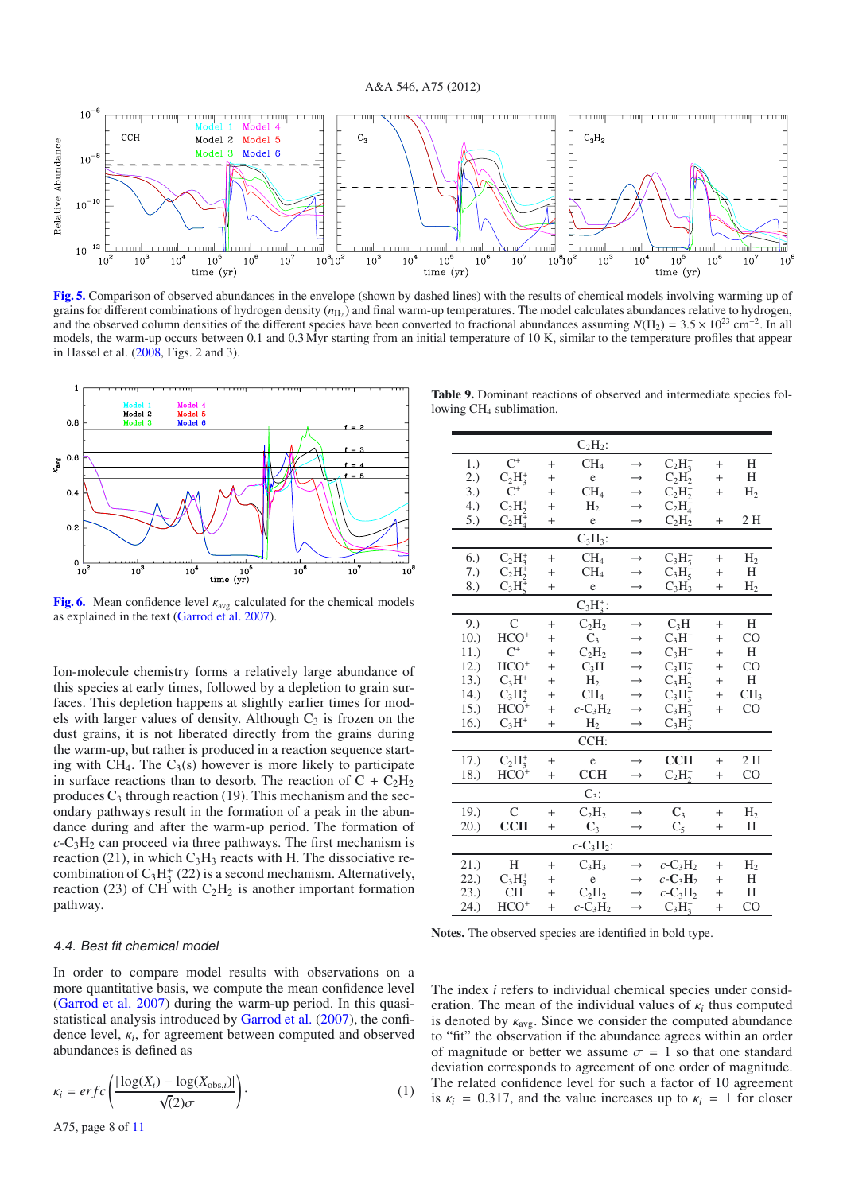**Fig. 5.** Comparison of observed abundances in the envelope (shown by dashed lines) with the results of chemical models involving warming up of grains for different combinations of hydrogen density ($n_{H_2}$) and final warm-up temperatures. The model calculates abundances relative to hydrogen, and the observed column densities of the different species have been converted to fractional abundances assuming $N(H_2) = 3.5 \times 10^{23}$ cm$^{-2}$. In all models, the warm-up occurs between 0.1 and 0.3 Myr starting from an initial temperature of 10 K, similar to the temperature profiles that appear in Hassel et al. (2008, Figs. 2 and 3).

**Fig. 6.** Mean confidence level $\kappa_{avg}$ calculated for the chemical models as explained in the text (Garrod et al. 2007).

Ion-molecule chemistry forms a relatively large abundance of this species at early times, followed by a depletion to grain surfaces. This depletion happens at slightly earlier times for models with larger values of density. Although $C_3$ is frozen on the dust grains, it is not liberated directly from the grains during the warm-up, but rather is produced in a reaction sequence starting with $CH_4$. The $C_3$(s) however is more likely to participate in surface reactions than to desorb. The reaction of C + $C_2H_2$ produces $C_3$ through reaction (19). This mechanism and the secondary pathways result in the formation of a peak in the abundance during and after the warm-up period. The formation of $c$-$C_3H_2$ can proceed via three pathways. The first mechanism is reaction (21), in which $C_3H_3$ reacts with H. The dissociative recombination of $C_3H_3^+$ (22) is a second mechanism. Alternatively, reaction (23) of CH with $C_2H_2$ is another important formation pathway.

**Table 9.** Dominant reactions of observed and intermediate species following $CH_4$ sublimation.

| | | | | | | | |
|---|---|---|---|---|---|---|---|
| | | | $C_2H_2$: | | | | |
| 1.) | $C^+$ | + | $CH_4$ | → | $C_2H_3^+$ | + | H |
| 2.) | $C_2H_3^+$ | + | e | → | $C_2H_2$ | + | H |
| 3.) | $C^+$ | + | $CH_4$ | → | $C_2H_2^+$ | + | $H_2$ |
| 4.) | $C_2H_2^+$ | + | $H_2$ | → | $C_2H_4^+$ | | |
| 5.) | $C_2H_4^+$ | + | e | → | $C_2H_2$ | + | 2 H |
| | | | $C_3H_3$: | | | | |
| 6.) | $C_2H_3^+$ | + | $CH_4$ | → | $C_3H_5^+$ | + | $H_2$ |
| 7.) | $C_2H_2^+$ | + | $CH_4$ | → | $C_3H_5^+$ | + | H |
| 8.) | $C_3H_5^+$ | + | e | → | $C_3H_3$ | + | $H_2$ |
| | | | $C_3H_3^+$: | | | | |
| 9.) | C | + | $C_2H_2$ | → | $C_3H$ | + | H |
| 10.) | $HCO^+$ | + | $C_3$ | → | $C_3H^+$ | + | CO |
| 11.) | $C^+$ | + | $C_2H_2$ | → | $C_3H^+$ | + | H |
| 12.) | $HCO^+$ | + | $C_3H$ | → | $C_3H_2^+$ | + | CO |
| 13.) | $C_3H^+$ | + | $H_2$ | → | $C_3H_2^+$ | + | H |
| 14.) | $C_3H_2^+$ | + | $CH_4$ | → | $C_3H_3^+$ | + | $CH_3$ |
| 15.) | $HCO^+$ | + | $c$-$C_3H_2$ | → | $C_3H_3^+$ | + | CO |
| 16.) | $C_3H^+$ | + | $H_2$ | → | $C_3H_3^+$ | | |
| | | | CCH: | | | | |
| 17.) | $C_2H_3^+$ | + | e | → | **CCH** | + | 2 H |
| 18.) | $HCO^+$ | + | **CCH** | → | $C_2H_2^+$ | + | CO |
| | | | $C_3$: | | | | |
| 19.) | C | + | $C_2H_2$ | → | **$C_3$** | + | $H_2$ |
| 20.) | **CCH** | + | **$C_3$** | → | $C_5$ | + | H |
| | | | $c$-$C_3H_2$: | | | | |
| 21.) | H | + | $C_3H_3$ | → | $c$-$C_3H_2$ | + | $H_2$ |
| 22.) | $C_3H_3^+$ | + | e | → | $c$-**$C_3H_2$** | + | H |
| 23.) | CH | + | $C_2H_2$ | → | $c$-$C_3H_2$ | + | H |
| 24.) | $HCO^+$ | + | $c$-$C_3H_2$ | → | $C_3H_3^+$ | + | CO |

**Notes.** The observed species are identified in bold type.

### 4.4. Best fit chemical model

In order to compare model results with observations on a more quantitative basis, we compute the mean confidence level (Garrod et al. 2007) during the warm-up period. In this quasi-statistical analysis introduced by Garrod et al. (2007), the confidence level, $\kappa_i$, for agreement between computed and observed abundances is defined as

$$\kappa_i = erfc\left(\frac{|\log(X_i) - \log(X_{obs,i})|}{\sqrt(2)\sigma}\right). \quad (1)$$

The index $i$ refers to individual chemical species under consideration. The mean of the individual values of $\kappa_i$ thus computed is denoted by $\kappa_{avg}$. Since we consider the computed abundance to "fit" the observation if the abundance agrees within an order of magnitude or better we assume $\sigma = 1$ so that one standard deviation corresponds to agreement of one order of magnitude. The related confidence level for such a factor of 10 agreement is $\kappa_i = 0.317$, and the value increases up to $\kappa_i = 1$ for closer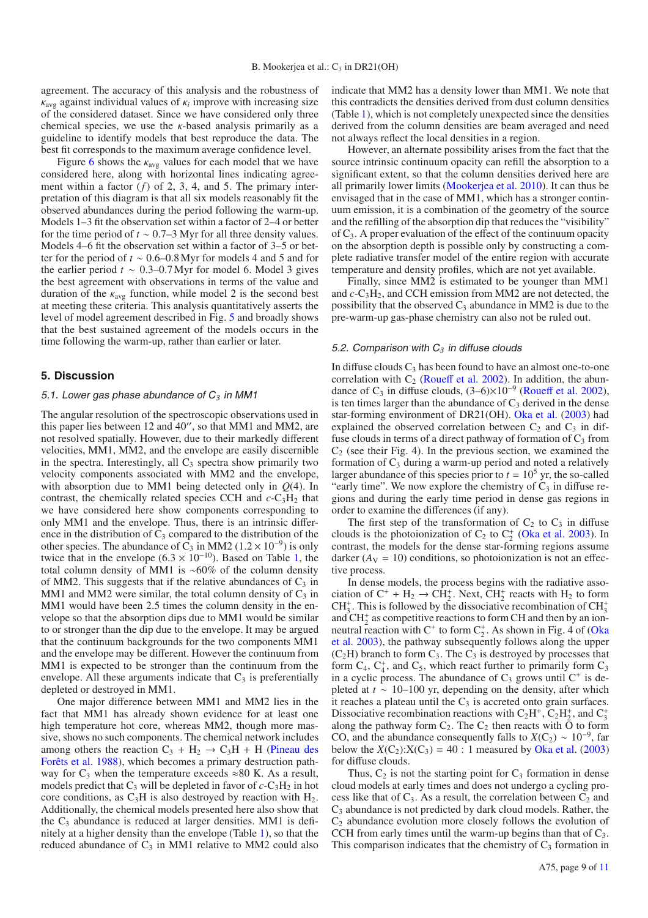agreement. The accuracy of this analysis and the robustness of $\kappa_{avg}$ against individual values of $\kappa_i$ improve with increasing size of the considered dataset. Since we have considered only three chemical species, we use the $\kappa$-based analysis primarily as a guideline to identify models that best reproduce the data. The best fit corresponds to the maximum average confidence level.

Figure 6 shows the $\kappa_{avg}$ values for each model that we have considered here, along with horizontal lines indicating agreement within a factor ($f$) of 2, 3, 4, and 5. The primary interpretation of this diagram is that all six models reasonably fit the observed abundances during the period following the warm-up. Models 1–3 fit the observation set within a factor of 2–4 or better for the time period of $t \sim 0.7$–3 Myr for all three density values. Models 4–6 fit the observation set within a factor of 3–5 or better for the period of $t \sim 0.6$–0.8 Myr for models 4 and 5 and for the earlier period $t \sim 0.3$–0.7 Myr for model 6. Model 3 gives the best agreement with observations in terms of the value and duration of the $\kappa_{avg}$ function, while model 2 is the second best at meeting these criteria. This analysis quantitatively asserts the level of model agreement described in Fig. 5 and broadly shows that the best sustained agreement of the models occurs in the time following the warm-up, rather than earlier or later.

## 5. Discussion

### 5.1. Lower gas phase abundance of $C_3$ in MM1

The angular resolution of the spectroscopic observations used in this paper lies between 12 and 40″, so that MM1 and MM2, are not resolved spatially. However, due to their markedly different velocities, MM1, MM2, and the envelope are easily discernible in the spectra. Interestingly, all $C_3$ spectra show primarily two velocity components associated with MM2 and the envelope, with absorption due to MM1 being detected only in $Q(4)$. In contrast, the chemically related species CCH and $c$-$C_3H_2$ that we have considered here show components corresponding to only MM1 and the envelope. Thus, there is an intrinsic difference in the distribution of $C_3$ compared to the distribution of the other species. The abundance of $C_3$ in MM2 ($1.2 \times 10^{-9}$) is only twice that in the envelope ($6.3 \times 10^{-10}$). Based on Table 1, the total column density of MM1 is ~60% of the column density of MM2. This suggests that if the relative abundances of $C_3$ in MM1 and MM2 were similar, the total column density of $C_3$ in MM1 would have been 2.5 times the column density in the envelope so that the absorption dips due to MM1 would be similar to or stronger than the dip due to the envelope. It may be argued that the continuum backgrounds for the two components MM1 and the envelope may be different. However the continuum from MM1 is expected to be stronger than the continuum from the envelope. All these arguments indicate that $C_3$ is preferentially depleted or destroyed in MM1.

One major difference between MM1 and MM2 lies in the fact that MM1 has already shown evidence for at least one high temperature hot core, whereas MM2, though more massive, shows no such components. The chemical network includes among others the reaction $C_3 + H_2 \rightarrow C_3H + H$ (Pineau des Forêts et al. 1988), which becomes a primary destruction pathway for $C_3$ when the temperature exceeds ≈80 K. As a result, models predict that $C_3$ will be depleted in favor of $c$-$C_3H_2$ in hot core conditions, as $C_3H$ is also destroyed by reaction with $H_2$. Additionally, the chemical models presented here also show that the $C_3$ abundance is reduced at larger densities. MM1 is definitely at a higher density than the envelope (Table 1), so that the reduced abundance of $C_3$ in MM1 relative to MM2 could also indicate that MM2 has a density lower than MM1. We note that this contradicts the densities derived from dust column densities (Table 1), which is not completely unexpected since the densities derived from the column densities are beam averaged and need not always reflect the local densities in a region.

However, an alternate possibility arises from the fact that the source intrinsic continuum opacity can refill the absorption to a significant extent, so that the column densities derived here are all primarily lower limits (Mookerjea et al. 2010). It can thus be envisaged that in the case of MM1, which has a stronger continuum emission, it is a combination of the geometry of the source and the refilling of the absorption dip that reduces the "visibility" of $C_3$. A proper evaluation of the effect of the continuum opacity on the absorption depth is possible only by constructing a complete radiative transfer model of the entire region with accurate temperature and density profiles, which are not yet available.

Finally, since MM2 is estimated to be younger than MM1 and $c$-$C_3H_2$, and CCH emission from MM2 are not detected, the possibility that the observed $C_3$ abundance in MM2 is due to the pre-warm-up gas-phase chemistry can also not be ruled out.

### 5.2. Comparison with $C_3$ in diffuse clouds

In diffuse clouds $C_3$ has been found to have an almost one-to-one correlation with $C_2$ (Roueff et al. 2002). In addition, the abundance of $C_3$ in diffuse clouds, $(3$–$6)\times10^{-9}$ (Roueff et al. 2002), is ten times larger than the abundance of $C_3$ derived in the dense star-forming environment of DR21(OH). Oka et al. (2003) had explained the observed correlation between $C_2$ and $C_3$ in diffuse clouds in terms of a direct pathway of formation of $C_3$ from $C_2$ (see their Fig. 4). In the previous section, we examined the formation of $C_3$ during a warm-up period and noted a relatively larger abundance of this species prior to $t = 10^5$ yr, the so-called "early time". We now explore the chemistry of $C_3$ in diffuse regions and during the early time period in dense gas regions in order to examine the differences (if any).

The first step of the transformation of $C_2$ to $C_3$ in diffuse clouds is the photoionization of $C_2$ to $C_2^+$ (Oka et al. 2003). In contrast, the models for the dense star-forming regions assume darker ($A_V = 10$) conditions, so photoionization is not an effective process.

In dense models, the process begins with the radiative association of $C^+ + H_2 \rightarrow CH_2^+$. Next, $CH_2^+$ reacts with $H_2$ to form $CH_3^+$. This is followed by the dissociative recombination of $CH_3^+$ and $CH_2^+$ as competitive reactions to form CH and then by an ion-neutral reaction with $C^+$ to form $C_2^+$. As shown in Fig. 4 of (Oka et al. 2003), the pathway subsequently follows along the upper ($C_2H$) branch to form $C_3$. The $C_3$ is destroyed by processes that form $C_4$, $C_4^+$, and $C_5$, which react further to primarily form $C_3$ in a cyclic process. The abundance of $C_3$ grows until $C^+$ is depleted at $t \sim 10$–100 yr, depending on the density, after which it reaches a plateau until the $C_3$ is accreted onto grain surfaces. Dissociative recombination reactions with $C_2H^+$, $C_2H_2^+$, and $C_3^+$ along the pathway form $C_2$. The $C_2$ then reacts with O to form CO, and the abundance consequently falls to $X(C_2) \sim 10^{-9}$, far below the $X(C_2)$:$X(C_3) = 40:1$ measured by Oka et al. (2003) for diffuse clouds.

Thus, $C_2$ is not the starting point for $C_3$ formation in dense cloud models at early times and does not undergo a cycling process like that of $C_3$. As a result, the correlation between $C_2$ and $C_3$ abundance is not predicted by dark cloud models. Rather, the $C_2$ abundance evolution more closely follows the evolution of CCH from early times until the warm-up begins than that of $C_3$. This comparison indicates that the chemistry of $C_3$ formation in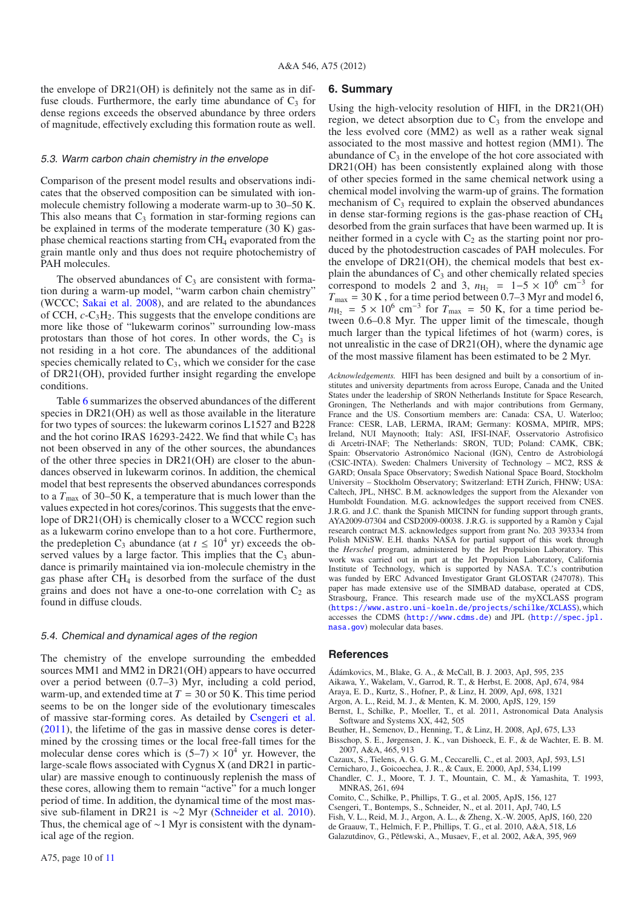the envelope of DR21(OH) is definitely not the same as in diffuse clouds. Furthermore, the early time abundance of $C_3$ for dense regions exceeds the observed abundance by three orders of magnitude, effectively excluding this formation route as well.

### 5.3. Warm carbon chain chemistry in the envelope

Comparison of the present model results and observations indicates that the observed composition can be simulated with ion-molecule chemistry following a moderate warm-up to 30–50 K. This also means that $C_3$ formation in star-forming regions can be explained in terms of the moderate temperature (30 K) gas-phase chemical reactions starting from $CH_4$ evaporated from the grain mantle only and thus does not require photochemistry of PAH molecules.

The observed abundances of $C_3$ are consistent with formation during a warm-up model, "warm carbon chain chemistry" (WCCC; Sakai et al. 2008), and are related to the abundances of CCH, $c$-$C_3H_2$. This suggests that the envelope conditions are more like those of "lukewarm corinos" surrounding low-mass protostars than those of hot cores. In other words, the $C_3$ is not residing in a hot core. The abundances of the additional species chemically related to $C_3$, which we consider for the case of DR21(OH), provided further insight regarding the envelope conditions.

Table 6 summarizes the observed abundances of the different species in DR21(OH) as well as those available in the literature for two types of sources: the lukewarm corinos L1527 and B228 and the hot corino IRAS 16293-2422. We find that while $C_3$ has not been observed in any of the other sources, the abundances of the other three species in DR21(OH) are closer to the abundances observed in lukewarm corinos. In addition, the chemical model that best represents the observed abundances corresponds to a $T_{max}$ of 30–50 K, a temperature that is much lower than the values expected in hot cores/corinos. This suggests that the envelope of DR21(OH) is chemically closer to a WCCC region such as a lukewarm corino envelope than to a hot core. Furthermore, the predepletion $C_3$ abundance (at $t \leq 10^4$ yr) exceeds the observed values by a large factor. This implies that the $C_3$ abundance is primarily maintained via ion-molecule chemistry in the gas phase after $CH_4$ is desorbed from the surface of the dust grains and does not have a one-to-one correlation with $C_2$ as found in diffuse clouds.

### 5.4. Chemical and dynamical ages of the region

The chemistry of the envelope surrounding the embedded sources MM1 and MM2 in DR21(OH) appears to have occurred over a period between (0.7–3) Myr, including a cold period, warm-up, and extended time at $T = 30$ or 50 K. This time period seems to be on the longer side of the evolutionary timescales of massive star-forming cores. As detailed by Csengeri et al. (2011), the lifetime of the gas in massive dense cores is determined by the crossing times or the local free-fall times for the molecular dense cores which is $(5–7) \times 10^4$ yr. However, the large-scale flows associated with Cygnus X (and DR21 in particular) are massive enough to continuously replenish the mass of these cores, allowing them to remain "active" for a much longer period of time. In addition, the dynamical time of the most massive sub-filament in DR21 is ∼2 Myr (Schneider et al. 2010). Thus, the chemical age of ∼1 Myr is consistent with the dynamical age of the region.

## 6. Summary

Using the high-velocity resolution of HIFI, in the DR21(OH) region, we detect absorption due to $C_3$ from the envelope and the less evolved core (MM2) as well as a rather weak signal associated to the most massive and hottest region (MM1). The abundance of $C_3$ in the envelope of the hot core associated with DR21(OH) has been consistently explained along with those of other species formed in the same chemical network using a chemical model involving the warm-up of grains. The formation mechanism of $C_3$ required to explain the observed abundances in dense star-forming regions is the gas-phase reaction of $CH_4$ desorbed from the grain surfaces that have been warmed up. It is neither formed in a cycle with $C_2$ as the starting point nor produced by the photodestruction cascades of PAH molecules. For the envelope of DR21(OH), the chemical models that best explain the abundances of $C_3$ and other chemically related species correspond to models 2 and 3, $n_{H_2} = 1–5 \times 10^6$ cm$^{-3}$ for $T_{max} = 30$ K, for a time period between 0.7–3 Myr and model 6, $n_{H_2} = 5 \times 10^6$ cm$^{-3}$ for $T_{max} = 50$ K, for a time period between 0.6–0.8 Myr. The upper limit of the timescale, though much larger than the typical lifetimes of hot (warm) cores, is not unrealistic in the case of DR21(OH), where the dynamic age of the most massive filament has been estimated to be 2 Myr.

*Acknowledgements.* HIFI has been designed and built by a consortium of institutes and university departments from across Europe, Canada and the United States under the leadership of SRON Netherlands Institute for Space Research, Groningen, The Netherlands and with major contributions from Germany, France and the US. Consortium members are: Canada: CSA, U. Waterloo; France: CESR, LAB, LERMA, IRAM; Germany: KOSMA, MPIfR, MPS; Ireland, NUI Maynooth; Italy: ASI, IFSI-INAF, Osservatorio Astrofisico di Arcetri-INAF; The Netherlands: SRON, TUD; Poland: CAMK, CBK; Spain: Observatorio Astronómico Nacional (IGN), Centro de Astrobiologá (CSIC-INTA). Sweden: Chalmers University of Technology – MC2, RSS & GARD; Onsala Space Observatory; Swedish National Space Board, Stockholm University – Stockholm Observatory; Switzerland: ETH Zurich, FHNW; USA: Caltech, JPL, NHSC. B.M. acknowledges the support from the Alexander von Humboldt Foundation. M.G. acknowledges the support received from CNES. J.R.G. and J.C. thank the Spanish MICINN for funding support through grants, AYA2009-07304 and CSD2009-00038. J.R.G. is supported by a Ramòn y Cajal research contract M.S. acknowledges support from grant No. 203 393334 from Polish MNiSW. E.H. thanks NASA for partial support of this work through the *Herschel* program, administered by the Jet Propulsion Laboratory. This work was carried out in part at the Jet Propulsion Laboratory, California Institute of Technology, which is supported by NASA. T.C.'s contribution was funded by ERC Advanced Investigator Grant GLOSTAR (247078). This paper has made extensive use of the SIMBAD database, operated at CDS, Strasbourg, France. This research made use of the myXCLASS program (https://www.astro.uni-koeln.de/projects/schilke/XCLASS), which accesses the CDMS (http://www.cdms.de) and JPL (http://spec.jpl.nasa.gov) molecular data bases.

## References

Ádámkovics, M., Blake, G. A., & McCall, B. J. 2003, ApJ, 595, 235
Aikawa, Y., Wakelam, V., Garrod, R. T., & Herbst, E. 2008, ApJ, 674, 984
Araya, E. D., Kurtz, S., Hofner, P., & Linz, H. 2009, ApJ, 698, 1321
Argon, A. L., Reid, M. J., & Menten, K. M. 2000, ApJS, 129, 159
Bernst, I., Schilke, P., Moeller, T., et al. 2011, Astronomical Data Analysis Software and Systems XX, 442, 505
Beuther, H., Semenov, D., Henning, T., & Linz, H. 2008, ApJ, 675, L33
Bisschop, S. E., Jørgensen, J. K., van Dishoeck, E. F., & de Wachter, E. B. M. 2007, A&A, 465, 913
Cazaux, S., Tielens, A. G. G. M., Ceccarelli, C., et al. 2003, ApJ, 593, L51
Cernicharo, J., Goicoechea, J. R., & Caux, E. 2000, ApJ, 534, L199
Chandler, C. J., Moore, T. J. T., Mountain, C. M., & Yamashita, T. 1993, MNRAS, 261, 694
Comito, C., Schilke, P., Phillips, T. G., et al. 2005, ApJS, 156, 127
Csengeri, T., Bontemps, S., Schneider, N., et al. 2011, ApJ, 740, L5
Fish, V. L., Reid, M. J., Argon, A. L., & Zheng, X.-W. 2005, ApJS, 160, 220
de Graauw, T., Helmich, F. P., Phillips, T. G., et al. 2010, A&A, 518, L6
Galazutdinov, G., Pětlewski, A., Musaev, F., et al. 2002, A&A, 395, 969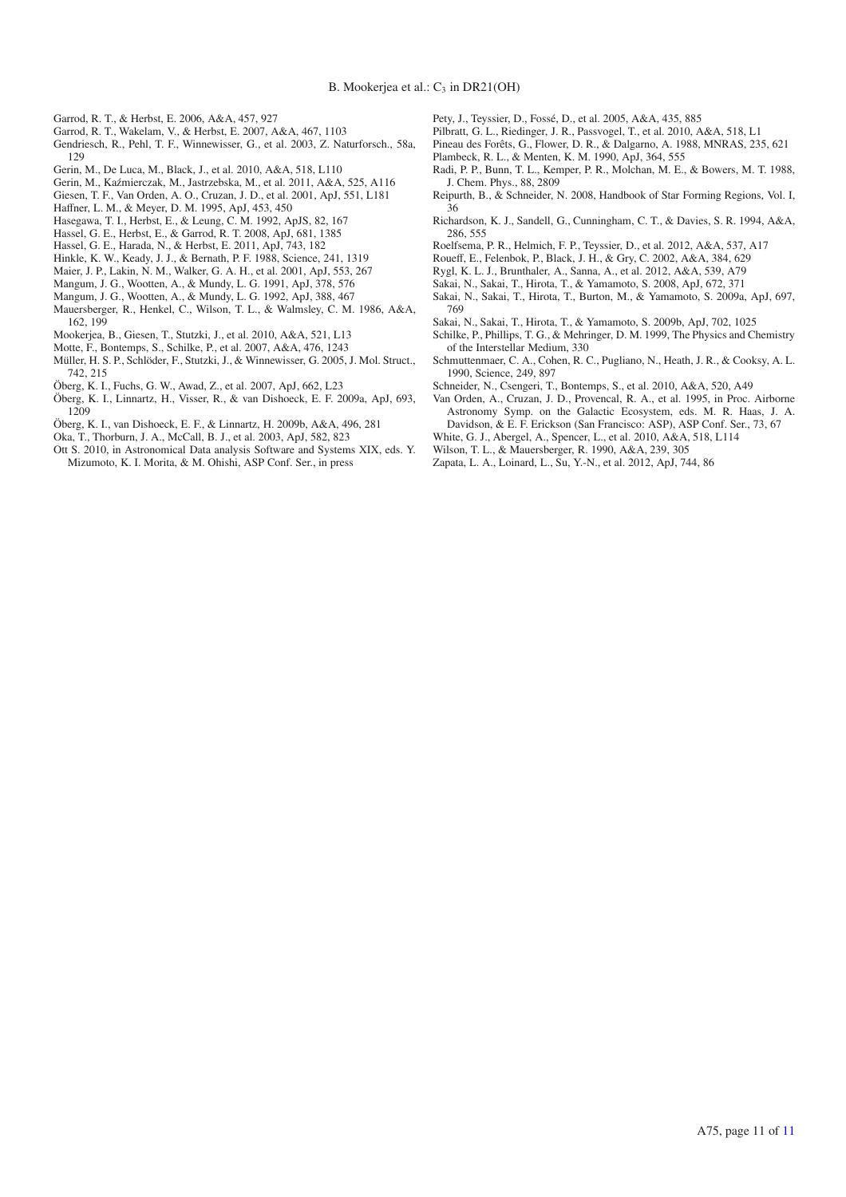Garrod, R. T., & Herbst, E. 2006, A&A, 457, 927
Garrod, R. T., Wakelam, V., & Herbst, E. 2007, A&A, 467, 1103
Gendriesch, R., Pehl, T. F., Winnewisser, G., et al. 2003, Z. Naturforsch., 58a, 129
Gerin, M., De Luca, M., Black, J., et al. 2010, A&A, 518, L110
Gerin, M., Kaźmierczak, M., Jastrzebska, M., et al. 2011, A&A, 525, A116
Giesen, T. F., Van Orden, A. O., Cruzan, J. D., et al. 2001, ApJ, 551, L181
Haffner, L. M., & Meyer, D. M. 1995, ApJ, 453, 450
Hasegawa, T. I., Herbst, E., & Leung, C. M. 1992, ApJS, 82, 167
Hassel, G. E., Herbst, E., & Garrod, R. T. 2008, ApJ, 681, 1385
Hassel, G. E., Harada, N., & Herbst, E. 2011, ApJ, 743, 182
Hinkle, K. W., Keady, J. J., & Bernath, P. F. 1988, Science, 241, 1319
Maier, J. P., Lakin, N. M., Walker, G. A. H., et al. 2001, ApJ, 553, 267
Mangum, J. G., Wootten, A., & Mundy, L. G. 1991, ApJ, 378, 576
Mangum, J. G., Wootten, A., & Mundy, L. G. 1992, ApJ, 388, 467
Mauersberger, R., Henkel, C., Wilson, T. L., & Walmsley, C. M. 1986, A&A, 162, 199
Mookerjea, B., Giesen, T., Stutzki, J., et al. 2010, A&A, 521, L13
Motte, F., Bontemps, S., Schilke, P., et al. 2007, A&A, 476, 1243
Müller, H. S. P., Schlöder, F., Stutzki, J., & Winnewisser, G. 2005, J. Mol. Struct., 742, 215
Öberg, K. I., Fuchs, G. W., Awad, Z., et al. 2007, ApJ, 662, L23
Öberg, K. I., Linnartz, H., Visser, R., & van Dishoeck, E. F. 2009a, ApJ, 693, 1209
Öberg, K. I., van Dishoeck, E. F., & Linnartz, H. 2009b, A&A, 496, 281
Oka, T., Thorburn, J. A., McCall, B. J., et al. 2003, ApJ, 582, 823
Ott S. 2010, in Astronomical Data analysis Software and Systems XIX, eds. Y. Mizumoto, K. I. Morita, & M. Ohishi, ASP Conf. Ser., in press
Pety, J., Teyssier, D., Fossé, D., et al. 2005, A&A, 435, 885
Pilbratt, G. L., Riedinger, J. R., Passvogel, T., et al. 2010, A&A, 518, L1
Pineau des Forêts, G., Flower, D. R., & Dalgarno, A. 1988, MNRAS, 235, 621
Plambeck, R. L., & Menten, K. M. 1990, ApJ, 364, 555
Radi, P. P., Bunn, T. L., Kemper, P. R., Molchan, M. E., & Bowers, M. T. 1988, J. Chem. Phys., 88, 2809
Reipurth, B., & Schneider, N. 2008, Handbook of Star Forming Regions, Vol. I, 36
Richardson, K. J., Sandell, G., Cunningham, C. T., & Davies, S. R. 1994, A&A, 286, 555
Roelfsema, P. R., Helmich, F. P., Teyssier, D., et al. 2012, A&A, 537, A17
Roueff, E., Felenbok, P., Black, J. H., & Gry, C. 2002, A&A, 384, 629
Rygl, K. L. J., Brunthaler, A., Sanna, A., et al. 2012, A&A, 539, A79
Sakai, N., Sakai, T., Hirota, T., & Yamamoto, S. 2008, ApJ, 672, 371
Sakai, N., Sakai, T., Hirota, T., Burton, M., & Yamamoto, S. 2009a, ApJ, 697, 769
Sakai, N., Sakai, T., Hirota, T., & Yamamoto, S. 2009b, ApJ, 702, 1025
Schilke, P., Phillips, T. G., & Mehringer, D. M. 1999, The Physics and Chemistry of the Interstellar Medium, 330
Schmuttenmaer, C. A., Cohen, R. C., Pugliano, N., Heath, J. R., & Cooksy, A. L. 1990, Science, 249, 897
Schneider, N., Csengeri, T., Bontemps, S., et al. 2010, A&A, 520, A49
Van Orden, A., Cruzan, J. D., Provencal, R. A., et al. 1995, in Proc. Airborne Astronomy Symp. on the Galactic Ecosystem, eds. M. R. Haas, J. A. Davidson, & E. F. Erickson (San Francisco: ASP), ASP Conf. Ser., 73, 67
White, G. J., Abergel, A., Spencer, L., et al. 2010, A&A, 518, L114
Wilson, T. L., & Mauersberger, R. 1990, A&A, 239, 305
Zapata, L. A., Loinard, L., Su, Y.-N., et al. 2012, ApJ, 744, 86